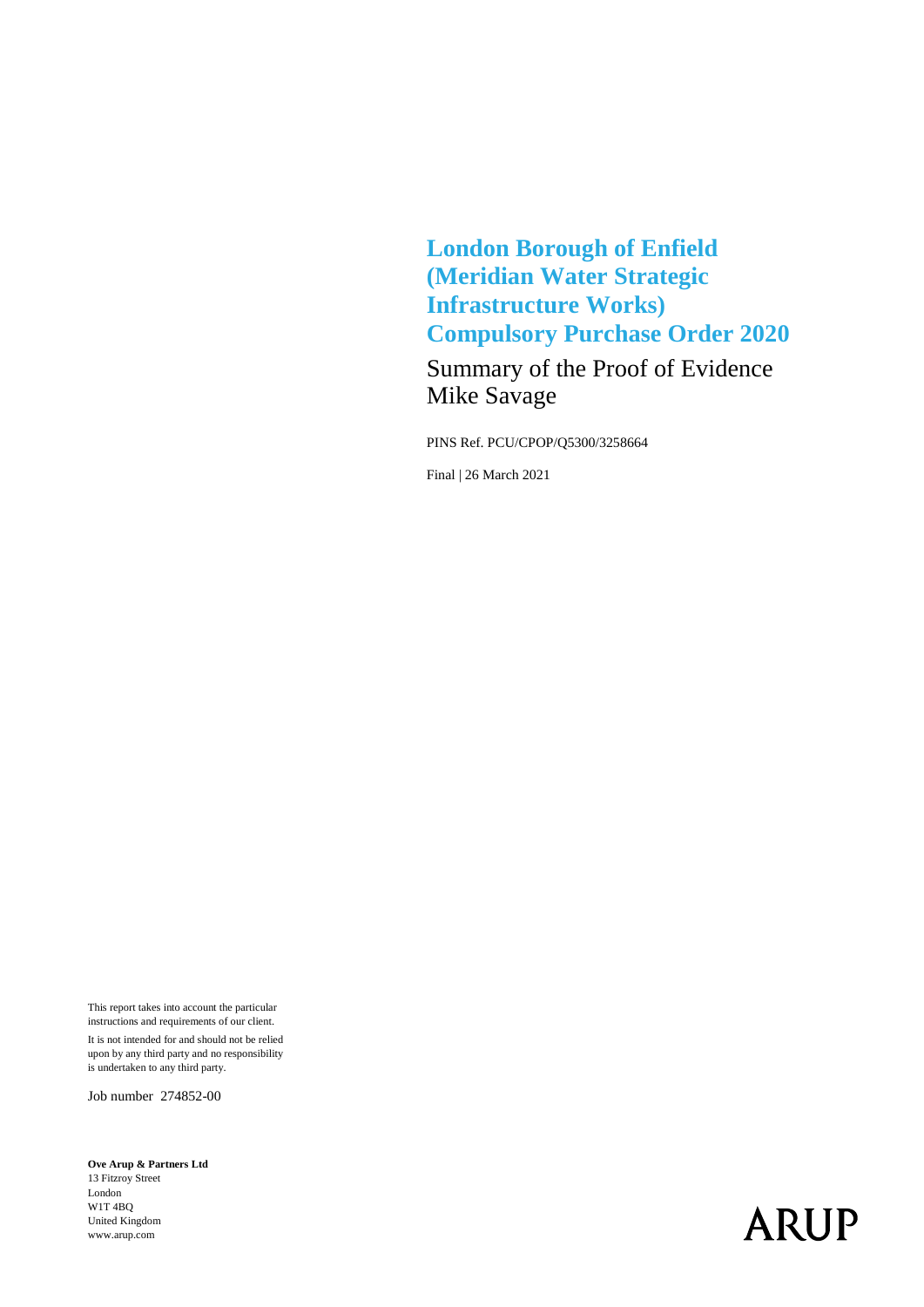# London Borough of Enfield (Meridian Water Strategic Infrastructure Works) Compulsory Purchase Order 2020

## Summary of the Proof of Evidence
## Mike Savage

PINS Ref. PCU/CPOP/Q5300/3258664

Final | 26 March 2021

This report takes into account the particular instructions and requirements of our client.

It is not intended for and should not be relied upon by any third party and no responsibility is undertaken to any third party.

Job number 274852-00

**Ove Arup & Partners Ltd**
13 Fitzroy Street
London
W1T 4BQ
United Kingdom
www.arup.com

ARUP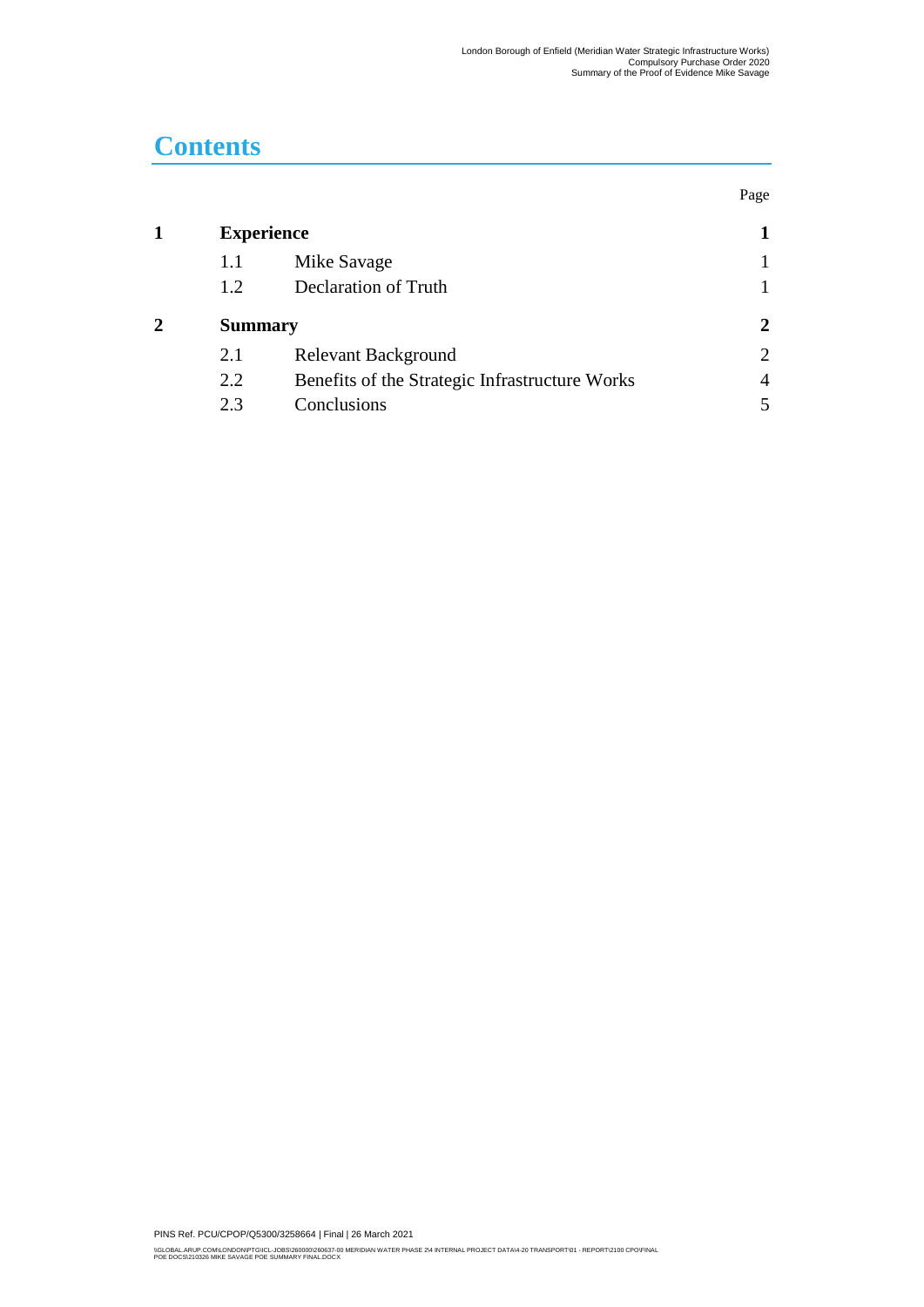# Contents

| | | | Page |
|---|---|---|---|
| **1** | **Experience** | | **1** |
| | 1.1 | Mike Savage | 1 |
| | 1.2 | Declaration of Truth | 1 |
| **2** | **Summary** | | **2** |
| | 2.1 | Relevant Background | 2 |
| | 2.2 | Benefits of the Strategic Infrastructure Works | 4 |
| | 2.3 | Conclusions | 5 |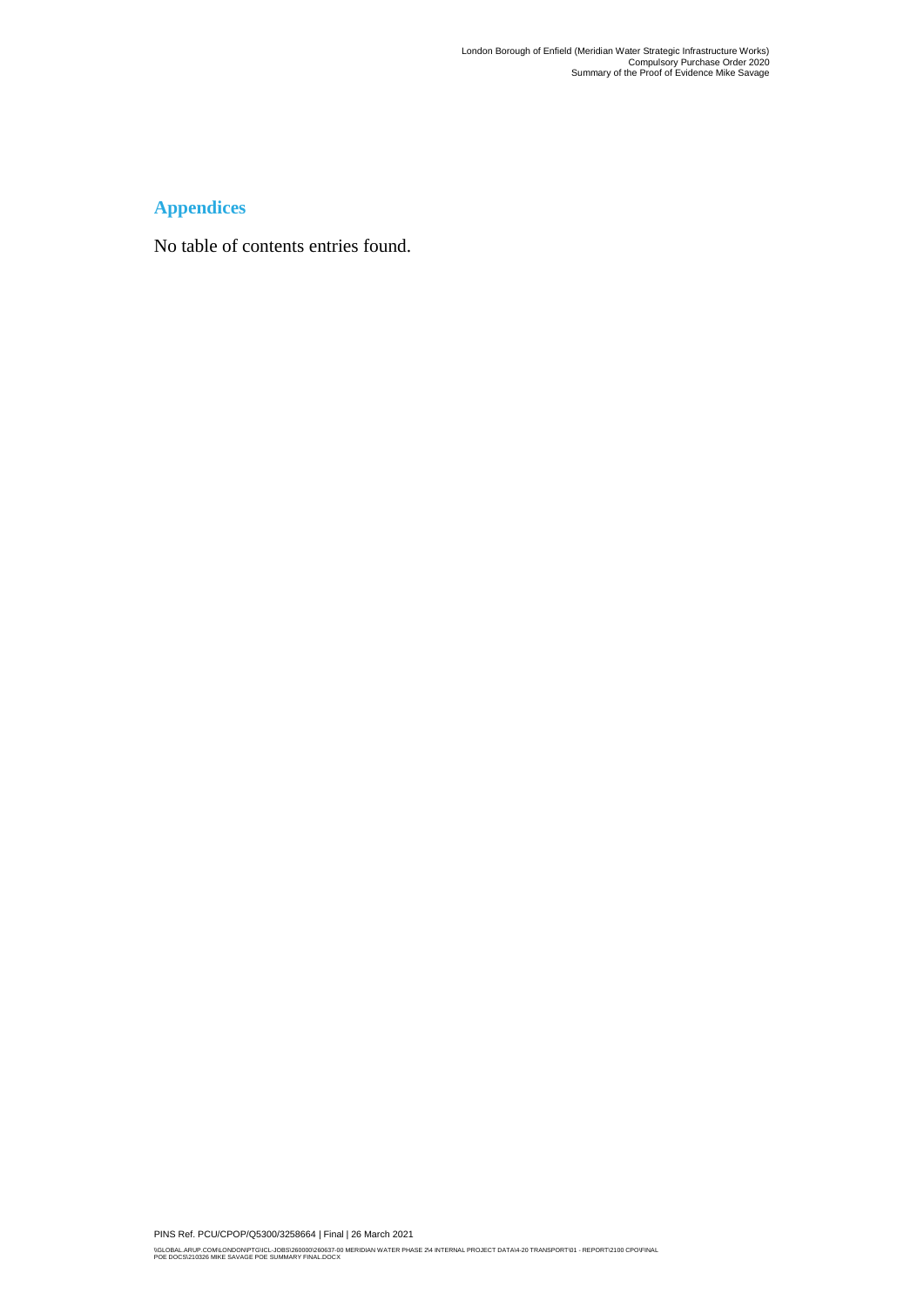## Appendices

No table of contents entries found.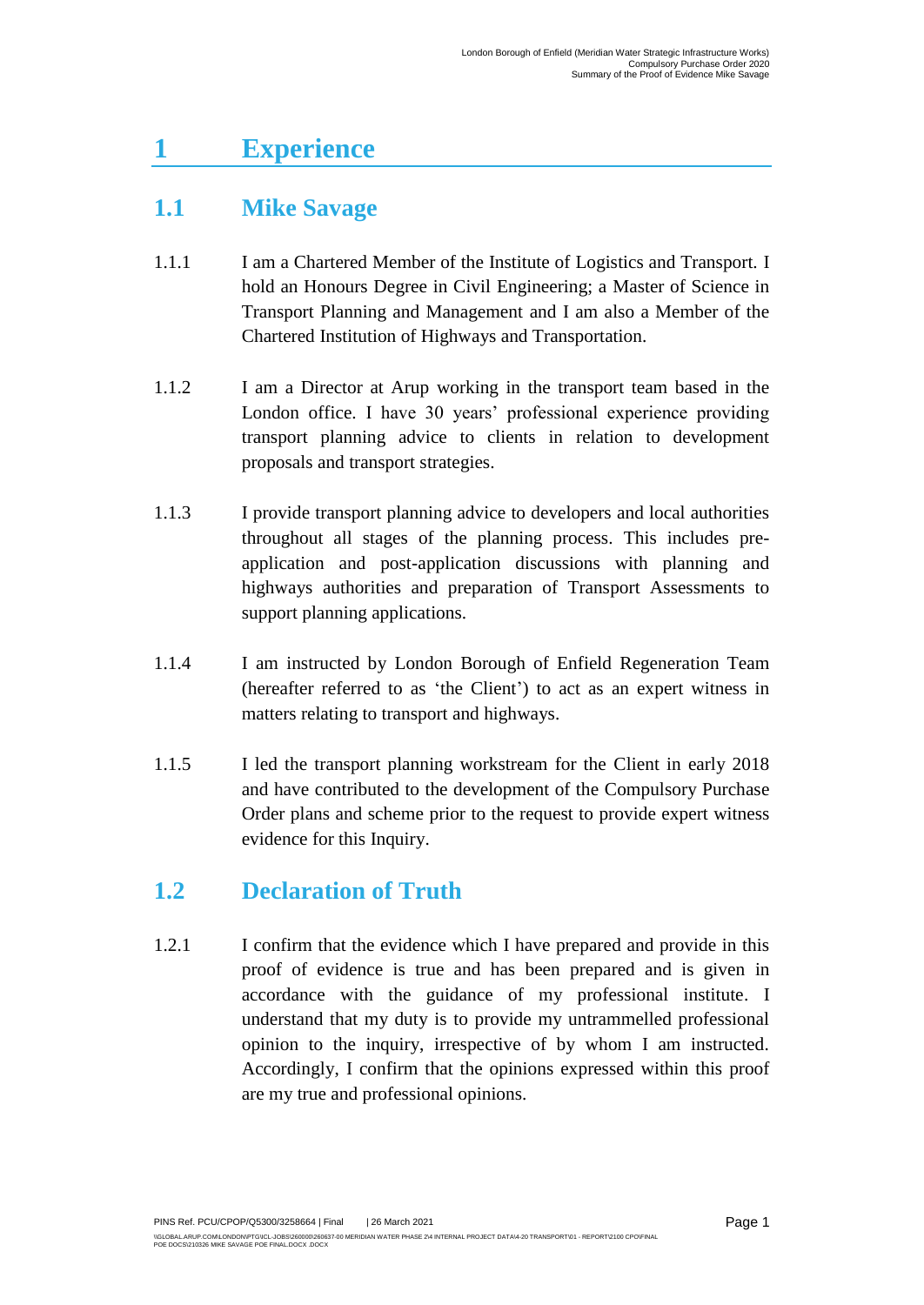# 1 Experience

## 1.1 Mike Savage

1.1.1 I am a Chartered Member of the Institute of Logistics and Transport. I hold an Honours Degree in Civil Engineering; a Master of Science in Transport Planning and Management and I am also a Member of the Chartered Institution of Highways and Transportation.

1.1.2 I am a Director at Arup working in the transport team based in the London office. I have 30 years' professional experience providing transport planning advice to clients in relation to development proposals and transport strategies.

1.1.3 I provide transport planning advice to developers and local authorities throughout all stages of the planning process. This includes pre-application and post-application discussions with planning and highways authorities and preparation of Transport Assessments to support planning applications.

1.1.4 I am instructed by London Borough of Enfield Regeneration Team (hereafter referred to as 'the Client') to act as an expert witness in matters relating to transport and highways.

1.1.5 I led the transport planning workstream for the Client in early 2018 and have contributed to the development of the Compulsory Purchase Order plans and scheme prior to the request to provide expert witness evidence for this Inquiry.

## 1.2 Declaration of Truth

1.2.1 I confirm that the evidence which I have prepared and provide in this proof of evidence is true and has been prepared and is given in accordance with the guidance of my professional institute. I understand that my duty is to provide my untrammelled professional opinion to the inquiry, irrespective of by whom I am instructed. Accordingly, I confirm that the opinions expressed within this proof are my true and professional opinions.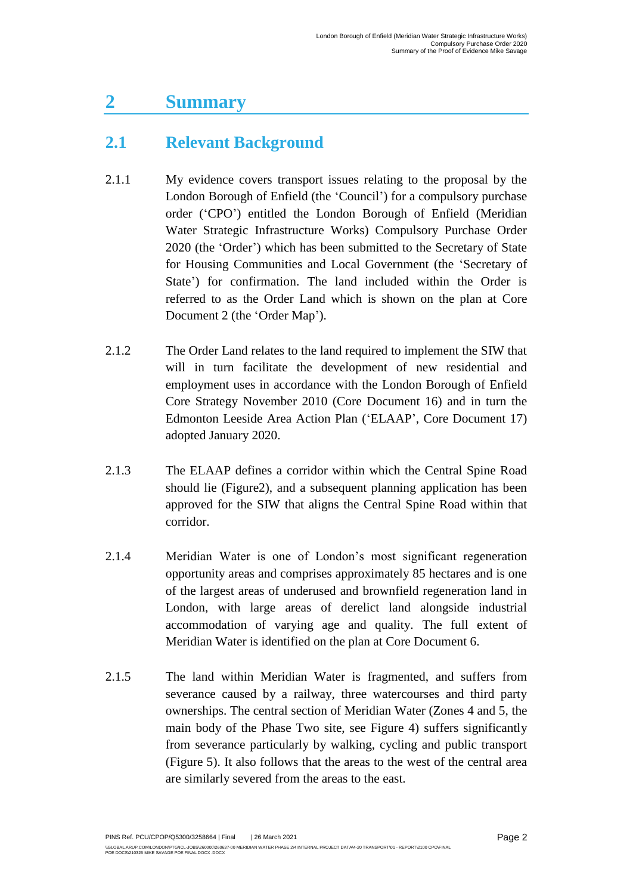# 2 Summary

## 2.1 Relevant Background

2.1.1 My evidence covers transport issues relating to the proposal by the London Borough of Enfield (the 'Council') for a compulsory purchase order ('CPO') entitled the London Borough of Enfield (Meridian Water Strategic Infrastructure Works) Compulsory Purchase Order 2020 (the 'Order') which has been submitted to the Secretary of State for Housing Communities and Local Government (the 'Secretary of State') for confirmation. The land included within the Order is referred to as the Order Land which is shown on the plan at Core Document 2 (the 'Order Map').

2.1.2 The Order Land relates to the land required to implement the SIW that will in turn facilitate the development of new residential and employment uses in accordance with the London Borough of Enfield Core Strategy November 2010 (Core Document 16) and in turn the Edmonton Leeside Area Action Plan ('ELAAP', Core Document 17) adopted January 2020.

2.1.3 The ELAAP defines a corridor within which the Central Spine Road should lie (Figure2), and a subsequent planning application has been approved for the SIW that aligns the Central Spine Road within that corridor.

2.1.4 Meridian Water is one of London's most significant regeneration opportunity areas and comprises approximately 85 hectares and is one of the largest areas of underused and brownfield regeneration land in London, with large areas of derelict land alongside industrial accommodation of varying age and quality. The full extent of Meridian Water is identified on the plan at Core Document 6.

2.1.5 The land within Meridian Water is fragmented, and suffers from severance caused by a railway, three watercourses and third party ownerships. The central section of Meridian Water (Zones 4 and 5, the main body of the Phase Two site, see Figure 4) suffers significantly from severance particularly by walking, cycling and public transport (Figure 5). It also follows that the areas to the west of the central area are similarly severed from the areas to the east.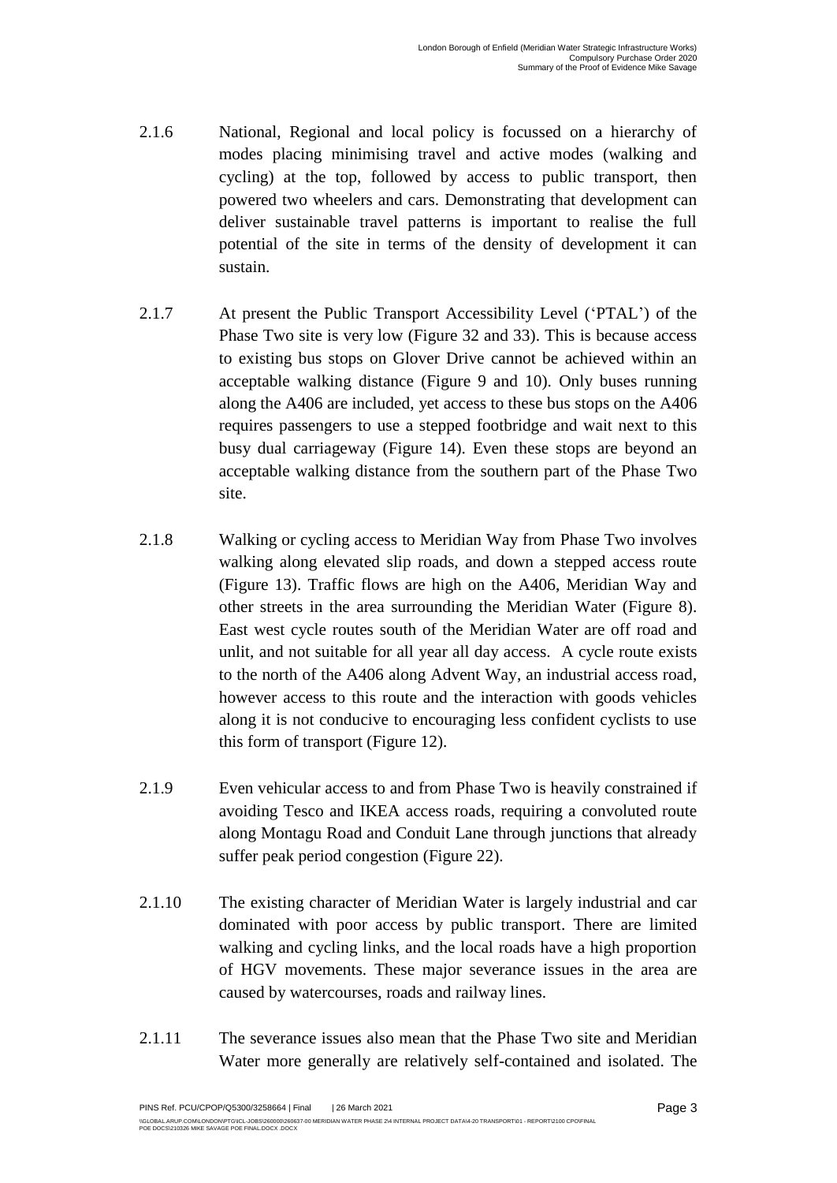2.1.6 National, Regional and local policy is focussed on a hierarchy of modes placing minimising travel and active modes (walking and cycling) at the top, followed by access to public transport, then powered two wheelers and cars. Demonstrating that development can deliver sustainable travel patterns is important to realise the full potential of the site in terms of the density of development it can sustain.

2.1.7 At present the Public Transport Accessibility Level ('PTAL') of the Phase Two site is very low (Figure 32 and 33). This is because access to existing bus stops on Glover Drive cannot be achieved within an acceptable walking distance (Figure 9 and 10). Only buses running along the A406 are included, yet access to these bus stops on the A406 requires passengers to use a stepped footbridge and wait next to this busy dual carriageway (Figure 14). Even these stops are beyond an acceptable walking distance from the southern part of the Phase Two site.

2.1.8 Walking or cycling access to Meridian Way from Phase Two involves walking along elevated slip roads, and down a stepped access route (Figure 13). Traffic flows are high on the A406, Meridian Way and other streets in the area surrounding the Meridian Water (Figure 8). East west cycle routes south of the Meridian Water are off road and unlit, and not suitable for all year all day access. A cycle route exists to the north of the A406 along Advent Way, an industrial access road, however access to this route and the interaction with goods vehicles along it is not conducive to encouraging less confident cyclists to use this form of transport (Figure 12).

2.1.9 Even vehicular access to and from Phase Two is heavily constrained if avoiding Tesco and IKEA access roads, requiring a convoluted route along Montagu Road and Conduit Lane through junctions that already suffer peak period congestion (Figure 22).

2.1.10 The existing character of Meridian Water is largely industrial and car dominated with poor access by public transport. There are limited walking and cycling links, and the local roads have a high proportion of HGV movements. These major severance issues in the area are caused by watercourses, roads and railway lines.

2.1.11 The severance issues also mean that the Phase Two site and Meridian Water more generally are relatively self-contained and isolated. The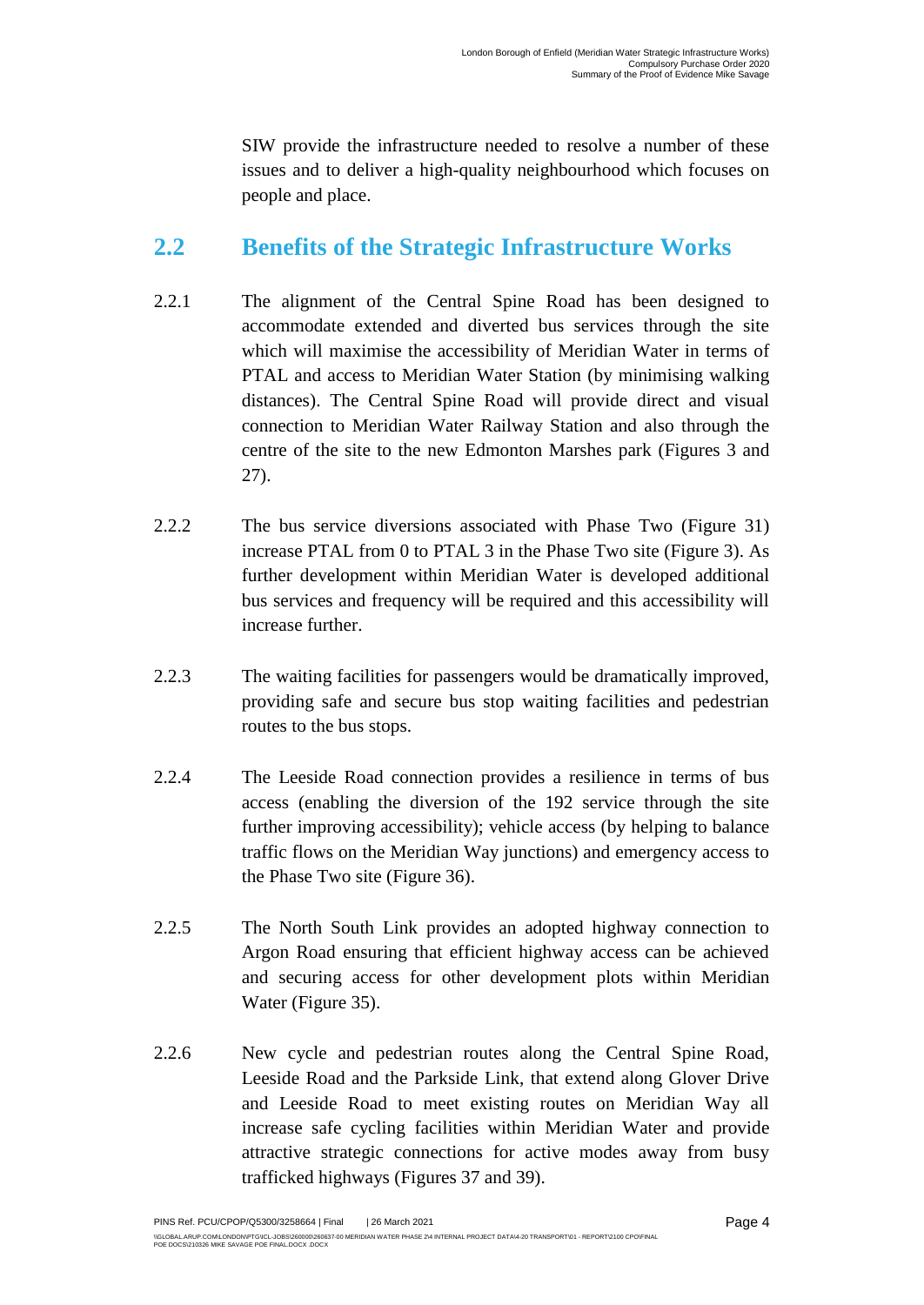SIW provide the infrastructure needed to resolve a number of these issues and to deliver a high-quality neighbourhood which focuses on people and place.

## 2.2 Benefits of the Strategic Infrastructure Works

2.2.1 The alignment of the Central Spine Road has been designed to accommodate extended and diverted bus services through the site which will maximise the accessibility of Meridian Water in terms of PTAL and access to Meridian Water Station (by minimising walking distances). The Central Spine Road will provide direct and visual connection to Meridian Water Railway Station and also through the centre of the site to the new Edmonton Marshes park (Figures 3 and 27).

2.2.2 The bus service diversions associated with Phase Two (Figure 31) increase PTAL from 0 to PTAL 3 in the Phase Two site (Figure 3). As further development within Meridian Water is developed additional bus services and frequency will be required and this accessibility will increase further.

2.2.3 The waiting facilities for passengers would be dramatically improved, providing safe and secure bus stop waiting facilities and pedestrian routes to the bus stops.

2.2.4 The Leeside Road connection provides a resilience in terms of bus access (enabling the diversion of the 192 service through the site further improving accessibility); vehicle access (by helping to balance traffic flows on the Meridian Way junctions) and emergency access to the Phase Two site (Figure 36).

2.2.5 The North South Link provides an adopted highway connection to Argon Road ensuring that efficient highway access can be achieved and securing access for other development plots within Meridian Water (Figure 35).

2.2.6 New cycle and pedestrian routes along the Central Spine Road, Leeside Road and the Parkside Link, that extend along Glover Drive and Leeside Road to meet existing routes on Meridian Way all increase safe cycling facilities within Meridian Water and provide attractive strategic connections for active modes away from busy trafficked highways (Figures 37 and 39).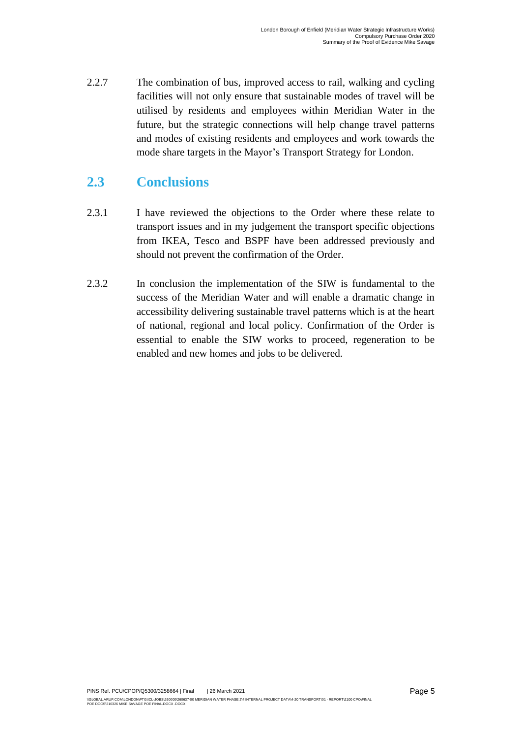2.2.7 The combination of bus, improved access to rail, walking and cycling facilities will not only ensure that sustainable modes of travel will be utilised by residents and employees within Meridian Water in the future, but the strategic connections will help change travel patterns and modes of existing residents and employees and work towards the mode share targets in the Mayor's Transport Strategy for London.

## 2.3 Conclusions

2.3.1 I have reviewed the objections to the Order where these relate to transport issues and in my judgement the transport specific objections from IKEA, Tesco and BSPF have been addressed previously and should not prevent the confirmation of the Order.

2.3.2 In conclusion the implementation of the SIW is fundamental to the success of the Meridian Water and will enable a dramatic change in accessibility delivering sustainable travel patterns which is at the heart of national, regional and local policy. Confirmation of the Order is essential to enable the SIW works to proceed, regeneration to be enabled and new homes and jobs to be delivered.